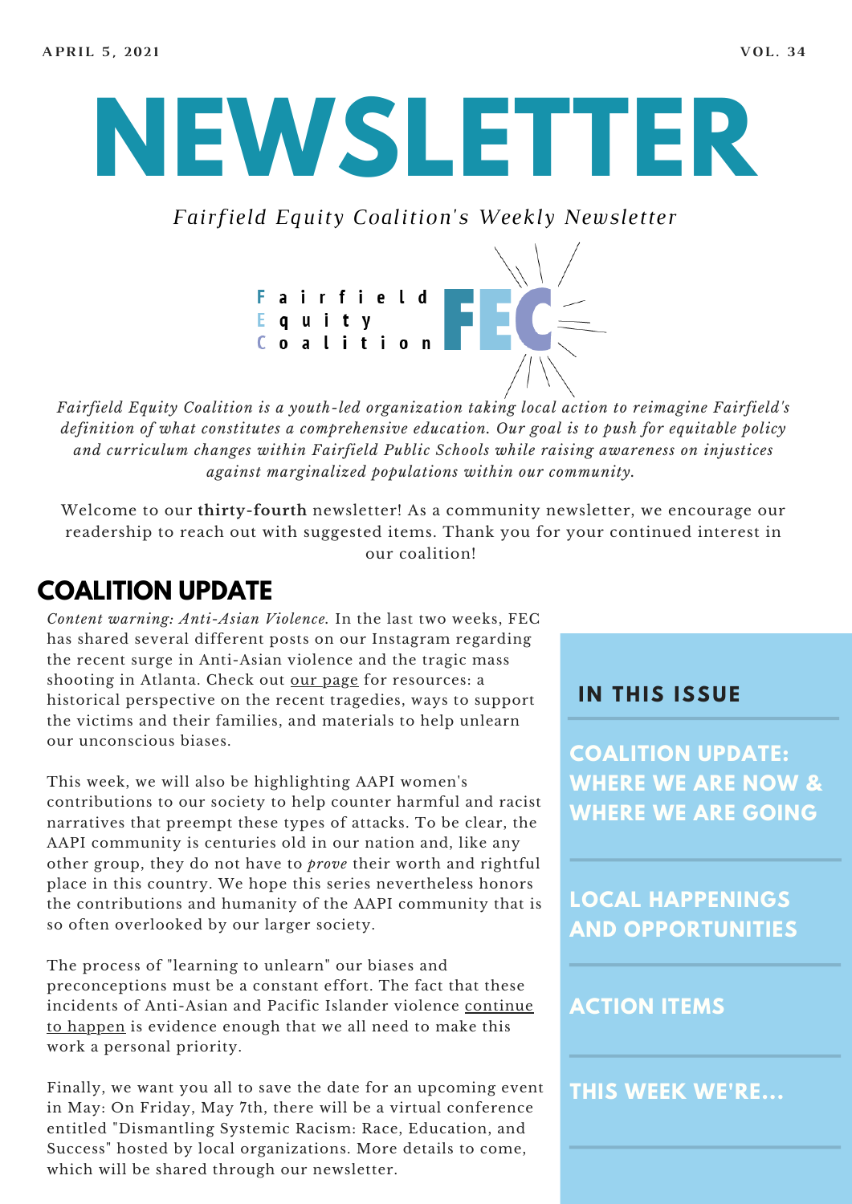APRIL 5, 2021 VOL. 34

# NEWSLETTER

*Fairfield Equity Coalition's Weekly Newsletter*

Fairfield Equity Coalition FEC

*Fairfield Equity Coalition is a youth-led organization taking local action to reimagine Fairfield's definition of what constitutes a comprehensive education. Our goal is to push for equitable policy and curriculum changes within Fairfield Public Schools while raising awareness on injustices against marginalized populations within our community.*

Welcome to our **thirty-fourth** newsletter! As a community newsletter, we encourage our readership to reach out with suggested items. Thank you for your continued interest in our coalition!

## COALITION UPDATE

*Content warning: Anti-Asian Violence.* In the last two weeks, FEC has shared several different posts on our Instagram regarding the recent surge in Anti-Asian violence and the tragic mass shooting in Atlanta. Check out our page for resources: a historical perspective on the recent tragedies, ways to support the victims and their families, and materials to help unlearn our unconscious biases.

This week, we will also be highlighting AAPI women's contributions to our society to help counter harmful and racist narratives that preempt these types of attacks. To be clear, the AAPI community is centuries old in our nation and, like any other group, they do not have to *prove* their worth and rightful place in this country. We hope this series nevertheless honors the contributions and humanity of the AAPI community that is so often overlooked by our larger society.

The process of "learning to unlearn" our biases and preconceptions must be a constant effort. The fact that these incidents of Anti-Asian and Pacific Islander violence continue to happen is evidence enough that we all need to make this work a personal priority.

Finally, we want you all to save the date for an upcoming event in May: On Friday, May 7th, there will be a virtual conference entitled "Dismantling Systemic Racism: Race, Education, and Success" hosted by local organizations. More details to come, which will be shared through our newsletter.

### IN THIS ISSUE

- **COALITION UPDATE: WHERE WE ARE NOW & WHERE WE ARE GOING**
- **LOCAL HAPPENINGS AND OPPORTUNITIES**
- **ACTION ITEMS**
- **THIS WEEK WE'RE...**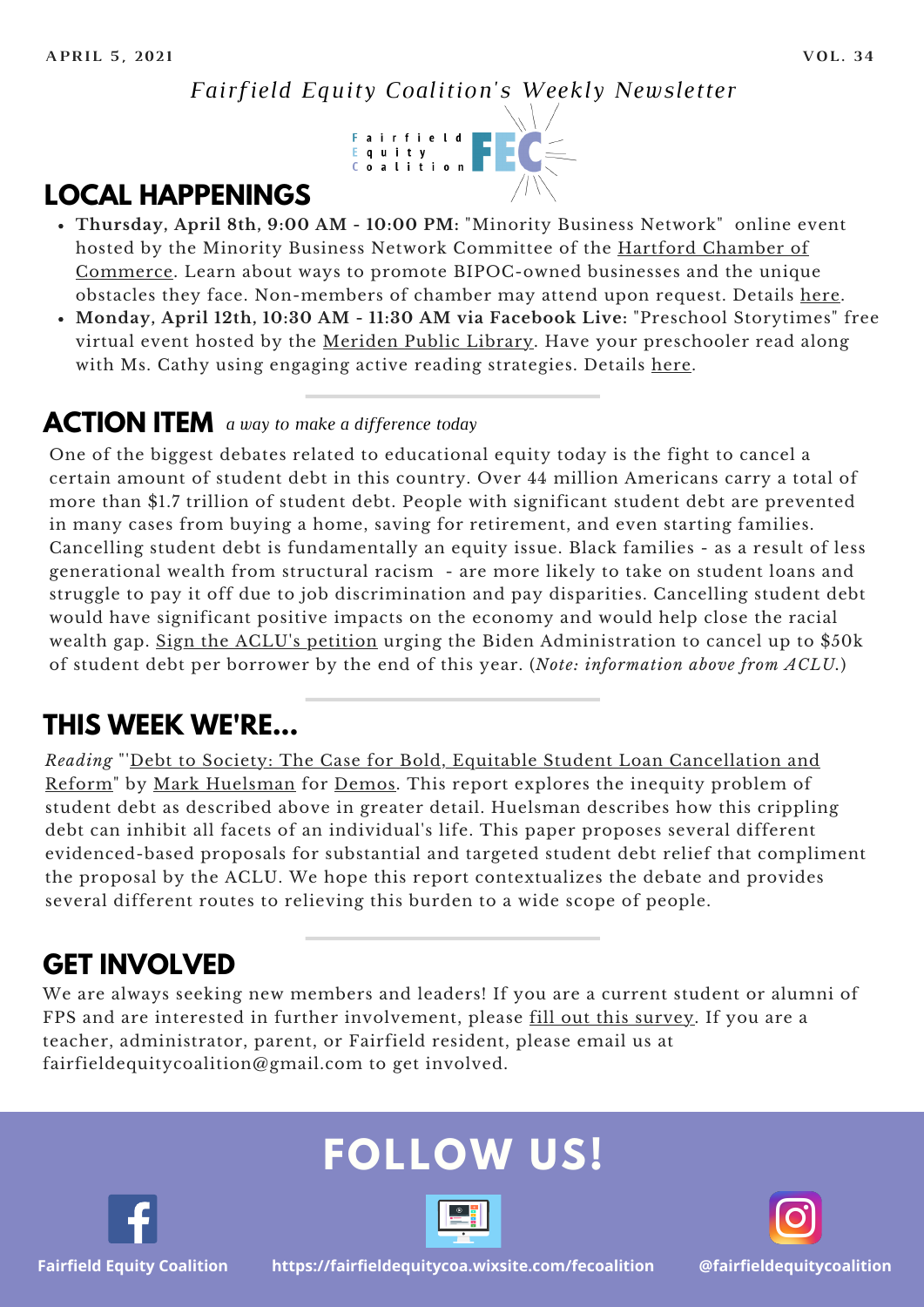APRIL 5, 2021 VOL. 34

*Fairfield Equity Coalition's Weekly Newsletter*

Fairfield Equity Coalition FEC

## LOCAL HAPPENINGS

- **Thursday, April 8th, 9:00 AM - 10:00 PM:** "Minority Business Network" online event hosted by the Minority Business Network Committee of the Hartford Chamber of Commerce. Learn about ways to promote BIPOC-owned businesses and the unique obstacles they face. Non-members of chamber may attend upon request. Details here.
- **Monday, April 12th, 10:30 AM - 11:30 AM via Facebook Live:** "Preschool Storytimes" free virtual event hosted by the Meriden Public Library. Have your preschooler read along with Ms. Cathy using engaging active reading strategies. Details here.

## ACTION ITEM *a way to make a difference today*

One of the biggest debates related to educational equity today is the fight to cancel a certain amount of student debt in this country. Over 44 million Americans carry a total of more than $1.7 trillion of student debt. People with significant student debt are prevented in many cases from buying a home, saving for retirement, and even starting families. Cancelling student debt is fundamentally an equity issue. Black families - as a result of less generational wealth from structural racism - are more likely to take on student loans and struggle to pay it off due to job discrimination and pay disparities. Cancelling student debt would have significant positive impacts on the economy and would help close the racial wealth gap. Sign the ACLU's petition urging the Biden Administration to cancel up to $50k of student debt per borrower by the end of this year. (*Note: information above from ACLU.*)

## THIS WEEK WE'RE...

*Reading* "'Debt to Society: The Case for Bold, Equitable Student Loan Cancellation and Reform" by Mark Huelsman for Demos. This report explores the inequity problem of student debt as described above in greater detail. Huelsman describes how this crippling debt can inhibit all facets of an individual's life. This paper proposes several different evidenced-based proposals for substantial and targeted student debt relief that compliment the proposal by the ACLU. We hope this report contextualizes the debate and provides several different routes to relieving this burden to a wide scope of people.

## GET INVOLVED

We are always seeking new members and leaders! If you are a current student or alumni of FPS and are interested in further involvement, please fill out this survey. If you are a teacher, administrator, parent, or Fairfield resident, please email us at fairfieldequitycoalition@gmail.com to get involved.

## FOLLOW US!

Fairfield Equity Coalition

https://fairfieldequitycoa.wixsite.com/fecoalition

@fairfieldequitycoalition